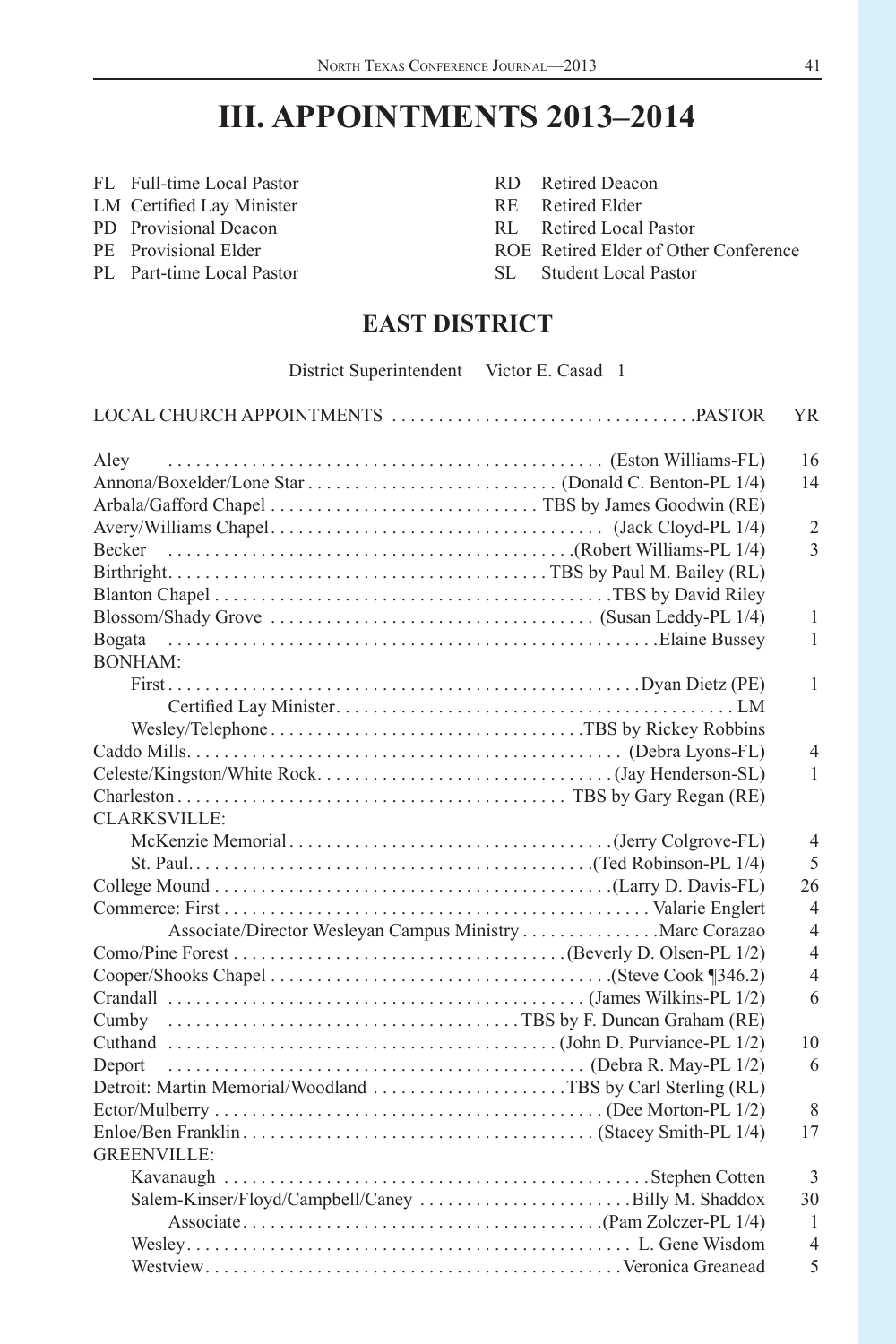# III. APPOINTMENTS 2013–2014

FL Full-time Local Pastor
LM Certified Lay Minister
PD Provisional Deacon
PE Provisional Elder
PL Part-time Local Pastor
RD Retired Deacon
RE Retired Elder
RL Retired Local Pastor
ROE Retired Elder of Other Conference
SL Student Local Pastor

## EAST DISTRICT

District Superintendent Victor E. Casad 1

| LOCAL CHURCH APPOINTMENTS | PASTOR | YR |
|---|---|---|
| Aley | (Eston Williams-FL) | 16 |
| Annona/Boxelder/Lone Star | (Donald C. Benton-PL 1/4) | 14 |
| Arbala/Gafford Chapel | TBS by James Goodwin (RE) | |
| Avery/Williams Chapel | (Jack Cloyd-PL 1/4) | 2 |
| Becker | (Robert Williams-PL 1/4) | 3 |
| Birthright | TBS by Paul M. Bailey (RL) | |
| Blanton Chapel | TBS by David Riley | |
| Blossom/Shady Grove | (Susan Leddy-PL 1/4) | 1 |
| Bogata | Elaine Bussey | 1 |
| BONHAM: | | |
| First | Dyan Dietz (PE) | 1 |
| Certified Lay Minister | LM | |
| Wesley/Telephone | TBS by Rickey Robbins | |
| Caddo Mills | (Debra Lyons-FL) | 4 |
| Celeste/Kingston/White Rock | (Jay Henderson-SL) | 1 |
| Charleston | TBS by Gary Regan (RE) | |
| CLARKSVILLE: | | |
| McKenzie Memorial | (Jerry Colgrove-FL) | 4 |
| St. Paul | (Ted Robinson-PL 1/4) | 5 |
| College Mound | (Larry D. Davis-FL) | 26 |
| Commerce: First | Valarie Englert | 4 |
| Associate/Director Wesleyan Campus Ministry | Marc Corazao | 4 |
| Como/Pine Forest | (Beverly D. Olsen-PL 1/2) | 4 |
| Cooper/Shooks Chapel | (Steve Cook ¶346.2) | 4 |
| Crandall | (James Wilkins-PL 1/2) | 6 |
| Cumby | TBS by F. Duncan Graham (RE) | |
| Cuthand | (John D. Purviance-PL 1/2) | 10 |
| Deport | (Debra R. May-PL 1/2) | 6 |
| Detroit: Martin Memorial/Woodland | TBS by Carl Sterling (RL) | |
| Ector/Mulberry | (Dee Morton-PL 1/2) | 8 |
| Enloe/Ben Franklin | (Stacey Smith-PL 1/4) | 17 |
| GREENVILLE: | | |
| Kavanaugh | Stephen Cotten | 3 |
| Salem-Kinser/Floyd/Campbell/Caney | Billy M. Shaddox | 30 |
| Associate | (Pam Zolczer-PL 1/4) | 1 |
| Wesley | L. Gene Wisdom | 4 |
| Westview | Veronica Greanead | 5 |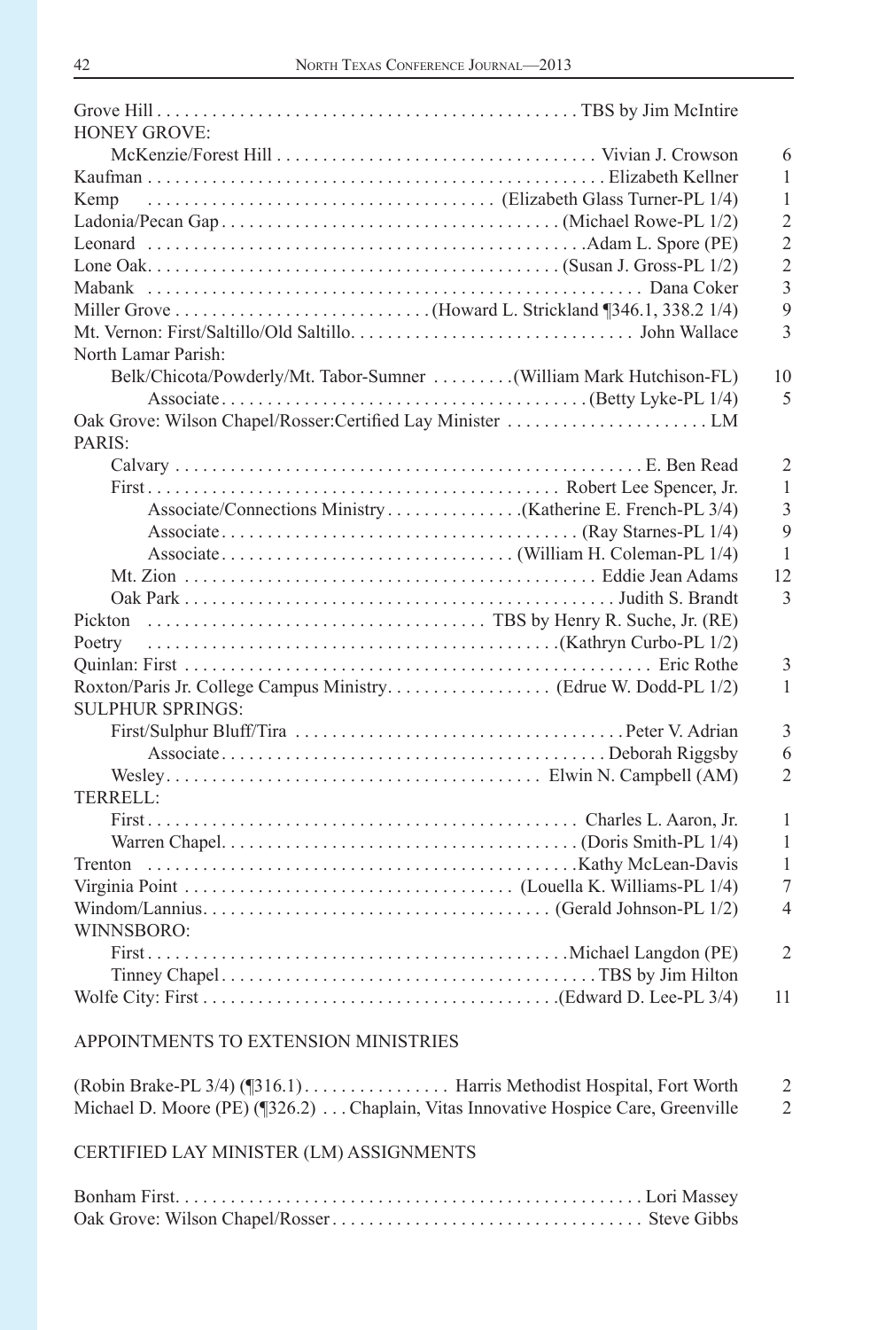| Charge | Appointment | Years |
|---|---|---|
| Grove Hill | TBS by Jim McIntire | |
| HONEY GROVE: | | |
| McKenzie/Forest Hill | Vivian J. Crowson | 6 |
| Kaufman | Elizabeth Kellner | 1 |
| Kemp | (Elizabeth Glass Turner-PL 1/4) | 1 |
| Ladonia/Pecan Gap | (Michael Rowe-PL 1/2) | 2 |
| Leonard | Adam L. Spore (PE) | 2 |
| Lone Oak | (Susan J. Gross-PL 1/2) | 2 |
| Mabank | Dana Coker | 3 |
| Miller Grove | (Howard L. Strickland ¶346.1, 338.2 1/4) | 9 |
| Mt. Vernon: First/Saltillo/Old Saltillo | John Wallace | 3 |
| North Lamar Parish: | | |
| Belk/Chicota/Powderly/Mt. Tabor-Sumner | (William Mark Hutchison-FL) | 10 |
| Associate | (Betty Lyke-PL 1/4) | 5 |
| Oak Grove: Wilson Chapel/Rosser:Certified Lay Minister | LM | |
| PARIS: | | |
| Calvary | E. Ben Read | 2 |
| First | Robert Lee Spencer, Jr. | 1 |
| Associate/Connections Ministry | (Katherine E. French-PL 3/4) | 3 |
| Associate | (Ray Starnes-PL 1/4) | 9 |
| Associate | (William H. Coleman-PL 1/4) | 1 |
| Mt. Zion | Eddie Jean Adams | 12 |
| Oak Park | Judith S. Brandt | 3 |
| Pickton | TBS by Henry R. Suche, Jr. (RE) | |
| Poetry | (Kathryn Curbo-PL 1/2) | |
| Quinlan: First | Eric Rothe | 3 |
| Roxton/Paris Jr. College Campus Ministry | (Edrue W. Dodd-PL 1/2) | 1 |
| SULPHUR SPRINGS: | | |
| First/Sulphur Bluff/Tira | Peter V. Adrian | 3 |
| Associate | Deborah Riggsby | 6 |
| Wesley | Elwin N. Campbell (AM) | 2 |
| TERRELL: | | |
| First | Charles L. Aaron, Jr. | 1 |
| Warren Chapel | (Doris Smith-PL 1/4) | 1 |
| Trenton | Kathy McLean-Davis | 1 |
| Virginia Point | (Louella K. Williams-PL 1/4) | 7 |
| Windom/Lannius | (Gerald Johnson-PL 1/2) | 4 |
| WINNSBORO: | | |
| First | Michael Langdon (PE) | 2 |
| Tinney Chapel | TBS by Jim Hilton | |
| Wolfe City: First | (Edward D. Lee-PL 3/4) | 11 |

## APPOINTMENTS TO EXTENSION MINISTRIES

| Appointee | Appointment | Years |
|---|---|---|
| (Robin Brake-PL 3/4) (¶316.1) | Harris Methodist Hospital, Fort Worth | 2 |
| Michael D. Moore (PE) (¶326.2) | Chaplain, Vitas Innovative Hospice Care, Greenville | 2 |

## CERTIFIED LAY MINISTER (LM) ASSIGNMENTS

| Charge | Lay Minister |
|---|---|
| Bonham First | Lori Massey |
| Oak Grove: Wilson Chapel/Rosser | Steve Gibbs |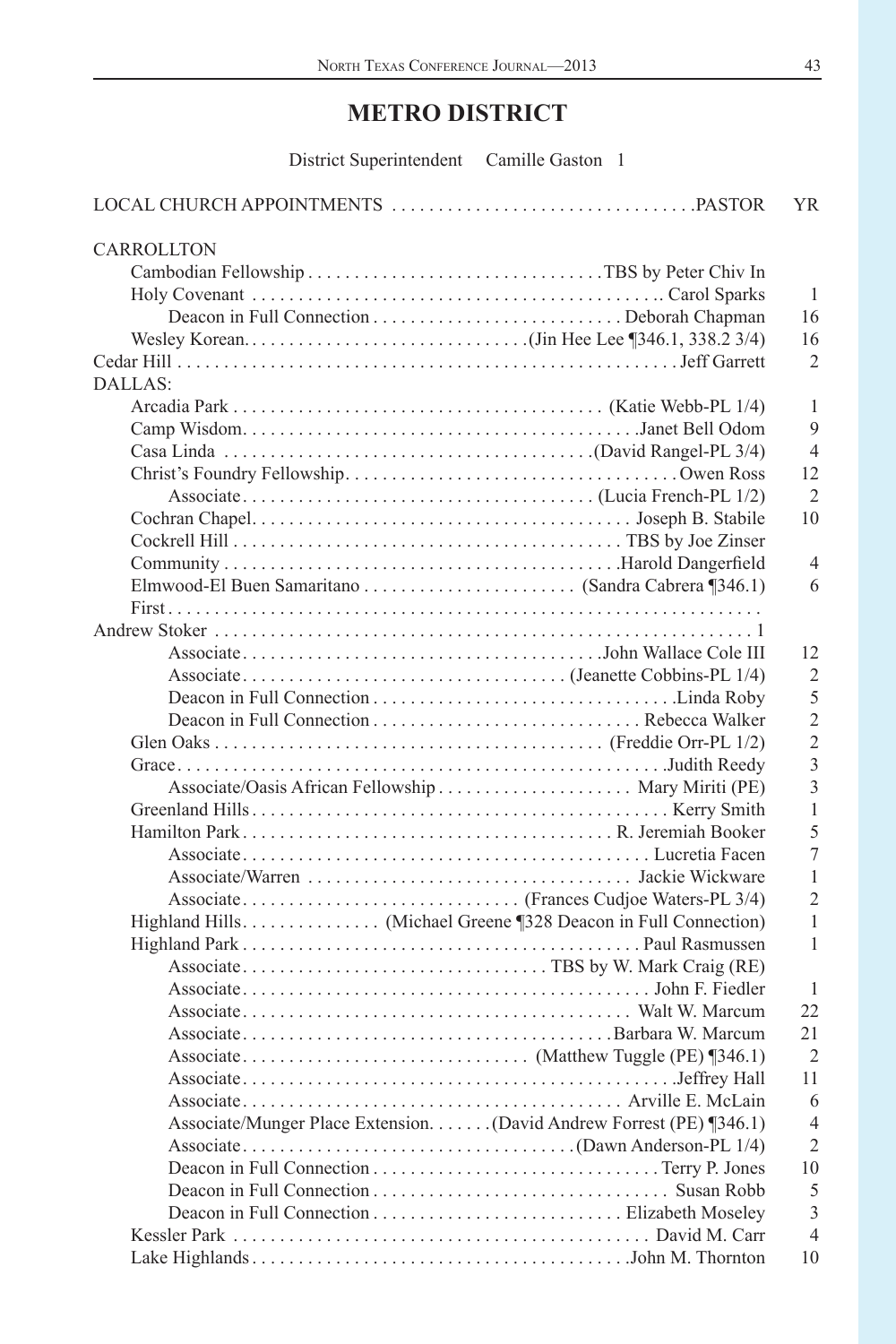# METRO DISTRICT

District Superintendent Camille Gaston 1

| LOCAL CHURCH APPOINTMENTS | PASTOR | YR |
|---|---|---|
| CARROLLTON | | |
| Cambodian Fellowship | TBS by Peter Chiv In | |
| Holy Covenant | Carol Sparks | 1 |
| Deacon in Full Connection | Deborah Chapman | 16 |
| Wesley Korean | (Jin Hee Lee ¶346.1, 338.2 3/4) | 16 |
| Cedar Hill | Jeff Garrett | 2 |
| DALLAS: | | |
| Arcadia Park | (Katie Webb-PL 1/4) | 1 |
| Camp Wisdom | Janet Bell Odom | 9 |
| Casa Linda | (David Rangel-PL 3/4) | 4 |
| Christ's Foundry Fellowship | Owen Ross | 12 |
| Associate | (Lucia French-PL 1/2) | 2 |
| Cochran Chapel | Joseph B. Stabile | 10 |
| Cockrell Hill | TBS by Joe Zinser | |
| Community | Harold Dangerfield | 4 |
| Elmwood-El Buen Samaritano | (Sandra Cabrera ¶346.1) | 6 |
| First | Andrew Stoker | 1 |
| Associate | John Wallace Cole III | 12 |
| Associate | (Jeanette Cobbins-PL 1/4) | 2 |
| Deacon in Full Connection | Linda Roby | 5 |
| Deacon in Full Connection | Rebecca Walker | 2 |
| Glen Oaks | (Freddie Orr-PL 1/2) | 2 |
| Grace | Judith Reedy | 3 |
| Associate/Oasis African Fellowship | Mary Miriti (PE) | 3 |
| Greenland Hills | Kerry Smith | 1 |
| Hamilton Park | R. Jeremiah Booker | 5 |
| Associate | Lucretia Facen | 7 |
| Associate/Warren | Jackie Wickware | 1 |
| Associate | (Frances Cudjoe Waters-PL 3/4) | 2 |
| Highland Hills | (Michael Greene ¶328 Deacon in Full Connection) | 1 |
| Highland Park | Paul Rasmussen | 1 |
| Associate | TBS by W. Mark Craig (RE) | |
| Associate | John F. Fiedler | 1 |
| Associate | Walt W. Marcum | 22 |
| Associate | Barbara W. Marcum | 21 |
| Associate | (Matthew Tuggle (PE) ¶346.1) | 2 |
| Associate | Jeffrey Hall | 11 |
| Associate | Arville E. McLain | 6 |
| Associate/Munger Place Extension | (David Andrew Forrest (PE) ¶346.1) | 4 |
| Associate | (Dawn Anderson-PL 1/4) | 2 |
| Deacon in Full Connection | Terry P. Jones | 10 |
| Deacon in Full Connection | Susan Robb | 5 |
| Deacon in Full Connection | Elizabeth Moseley | 3 |
| Kessler Park | David M. Carr | 4 |
| Lake Highlands | John M. Thornton | 10 |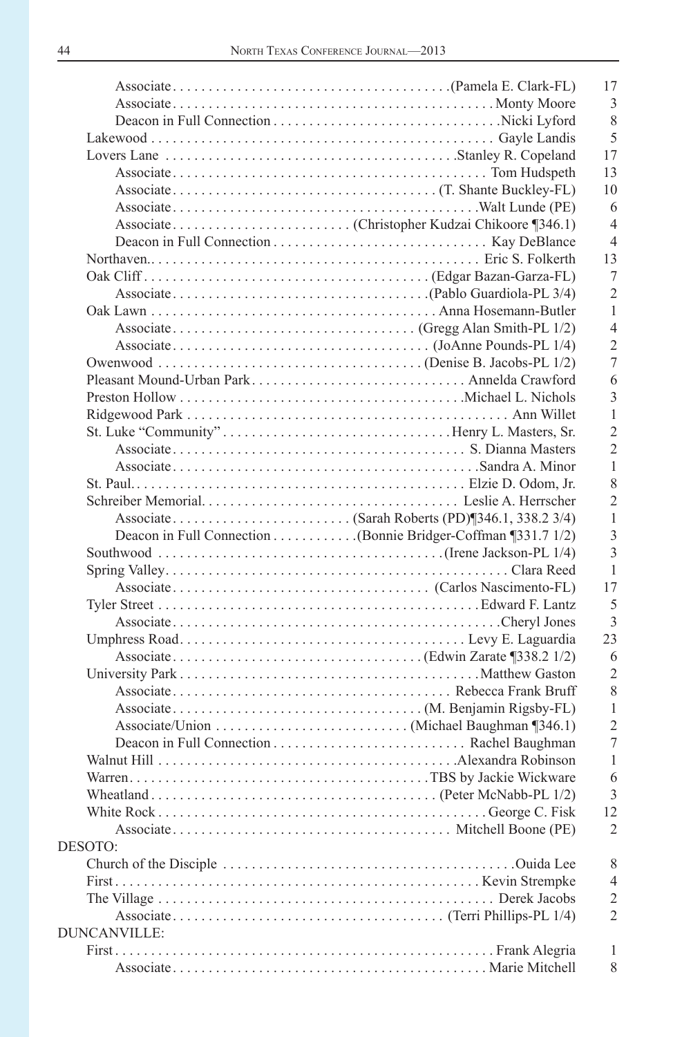| Church / Position | Appointment | Years |
|---|---|---|
| Associate | (Pamela E. Clark-FL) | 17 |
| Associate | Monty Moore | 3 |
| Deacon in Full Connection | Nicki Lyford | 8 |
| Lakewood | Gayle Landis | 5 |
| Lovers Lane | Stanley R. Copeland | 17 |
| Associate | Tom Hudspeth | 13 |
| Associate | (T. Shante Buckley-FL) | 10 |
| Associate | Walt Lunde (PE) | 6 |
| Associate | (Christopher Kudzai Chikoore ¶346.1) | 4 |
| Deacon in Full Connection | Kay DeBlance | 4 |
| Northaven. | Eric S. Folkerth | 13 |
| Oak Cliff | (Edgar Bazan-Garza-FL) | 7 |
| Associate | (Pablo Guardiola-PL 3/4) | 2 |
| Oak Lawn | Anna Hosemann-Butler | 1 |
| Associate | (Gregg Alan Smith-PL 1/2) | 4 |
| Associate | (JoAnne Pounds-PL 1/4) | 2 |
| Owenwood | (Denise B. Jacobs-PL 1/2) | 7 |
| Pleasant Mound-Urban Park | Annelda Crawford | 6 |
| Preston Hollow | Michael L. Nichols | 3 |
| Ridgewood Park | Ann Willet | 1 |
| St. Luke "Community" | Henry L. Masters, Sr. | 2 |
| Associate | S. Dianna Masters | 2 |
| Associate | Sandra A. Minor | 1 |
| St. Paul | Elzie D. Odom, Jr. | 8 |
| Schreiber Memorial | Leslie A. Herrscher | 2 |
| Associate | (Sarah Roberts (PD)¶346.1, 338.2 3/4) | 1 |
| Deacon in Full Connection | (Bonnie Bridger-Coffman ¶331.7 1/2) | 3 |
| Southwood | (Irene Jackson-PL 1/4) | 3 |
| Spring Valley | Clara Reed | 1 |
| Associate | (Carlos Nascimento-FL) | 17 |
| Tyler Street | Edward F. Lantz | 5 |
| Associate | Cheryl Jones | 3 |
| Umphress Road | Levy E. Laguardia | 23 |
| Associate | (Edwin Zarate ¶338.2 1/2) | 6 |
| University Park | Matthew Gaston | 2 |
| Associate | Rebecca Frank Bruff | 8 |
| Associate | (M. Benjamin Rigsby-FL) | 1 |
| Associate/Union | (Michael Baughman ¶346.1) | 2 |
| Deacon in Full Connection | Rachel Baughman | 7 |
| Walnut Hill | Alexandra Robinson | 1 |
| Warren | TBS by Jackie Wickware | 6 |
| Wheatland | (Peter McNabb-PL 1/2) | 3 |
| White Rock | George C. Fisk | 12 |
| Associate | Mitchell Boone (PE) | 2 |
| **DESOTO:** | | |
| Church of the Disciple | Ouida Lee | 8 |
| First | Kevin Strempke | 4 |
| The Village | Derek Jacobs | 2 |
| Associate | (Terri Phillips-PL 1/4) | 2 |
| **DUNCANVILLE:** | | |
| First | Frank Alegria | 1 |
| Associate | Marie Mitchell | 8 |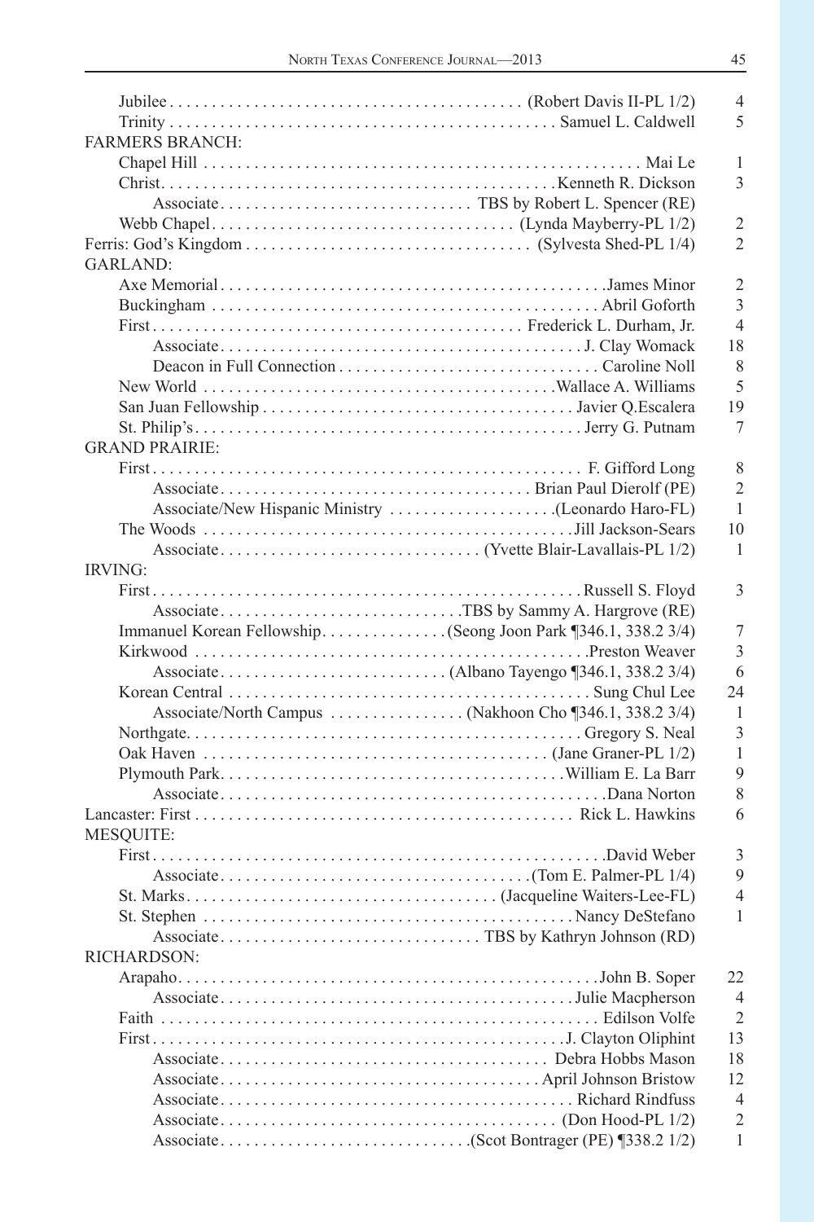| Church | Pastor | Years |
|---|---|---|
| Jubilee | (Robert Davis II-PL 1/2) | 4 |
| Trinity | Samuel L. Caldwell | 5 |
| FARMERS BRANCH: | | |
| Chapel Hill | Mai Le | 1 |
| Christ | Kenneth R. Dickson | 3 |
| Associate | TBS by Robert L. Spencer (RE) | |
| Webb Chapel | (Lynda Mayberry-PL 1/2) | 2 |
| Ferris: God's Kingdom | (Sylvesta Shed-PL 1/4) | 2 |
| GARLAND: | | |
| Axe Memorial | James Minor | 2 |
| Buckingham | Abril Goforth | 3 |
| First | Frederick L. Durham, Jr. | 4 |
| Associate | J. Clay Womack | 18 |
| Deacon in Full Connection | Caroline Noll | 8 |
| New World | Wallace A. Williams | 5 |
| San Juan Fellowship | Javier Q.Escalera | 19 |
| St. Philip's | Jerry G. Putnam | 7 |
| GRAND PRAIRIE: | | |
| First | F. Gifford Long | 8 |
| Associate | Brian Paul Dierolf (PE) | 2 |
| Associate/New Hispanic Ministry | (Leonardo Haro-FL) | 1 |
| The Woods | Jill Jackson-Sears | 10 |
| Associate | (Yvette Blair-Lavallais-PL 1/2) | 1 |
| IRVING: | | |
| First | Russell S. Floyd | 3 |
| Associate | TBS by Sammy A. Hargrove (RE) | |
| Immanuel Korean Fellowship | (Seong Joon Park ¶346.1, 338.2 3/4) | 7 |
| Kirkwood | Preston Weaver | 3 |
| Associate | (Albano Tayengo ¶346.1, 338.2 3/4) | 6 |
| Korean Central | Sung Chul Lee | 24 |
| Associate/North Campus | (Nakhoon Cho ¶346.1, 338.2 3/4) | 1 |
| Northgate | Gregory S. Neal | 3 |
| Oak Haven | (Jane Graner-PL 1/2) | 1 |
| Plymouth Park | William E. La Barr | 9 |
| Associate | Dana Norton | 8 |
| Lancaster: First | Rick L. Hawkins | 6 |
| MESQUITE: | | |
| First | David Weber | 3 |
| Associate | (Tom E. Palmer-PL 1/4) | 9 |
| St. Marks | (Jacqueline Waiters-Lee-FL) | 4 |
| St. Stephen | Nancy DeStefano | 1 |
| Associate | TBS by Kathryn Johnson (RD) | |
| RICHARDSON: | | |
| Arapaho | John B. Soper | 22 |
| Associate | Julie Macpherson | 4 |
| Faith | Edilson Volfe | 2 |
| First | J. Clayton Oliphint | 13 |
| Associate | Debra Hobbs Mason | 18 |
| Associate | April Johnson Bristow | 12 |
| Associate | Richard Rindfuss | 4 |
| Associate | (Don Hood-PL 1/2) | 2 |
| Associate | (Scot Bontrager (PE) ¶338.2 1/2) | 1 |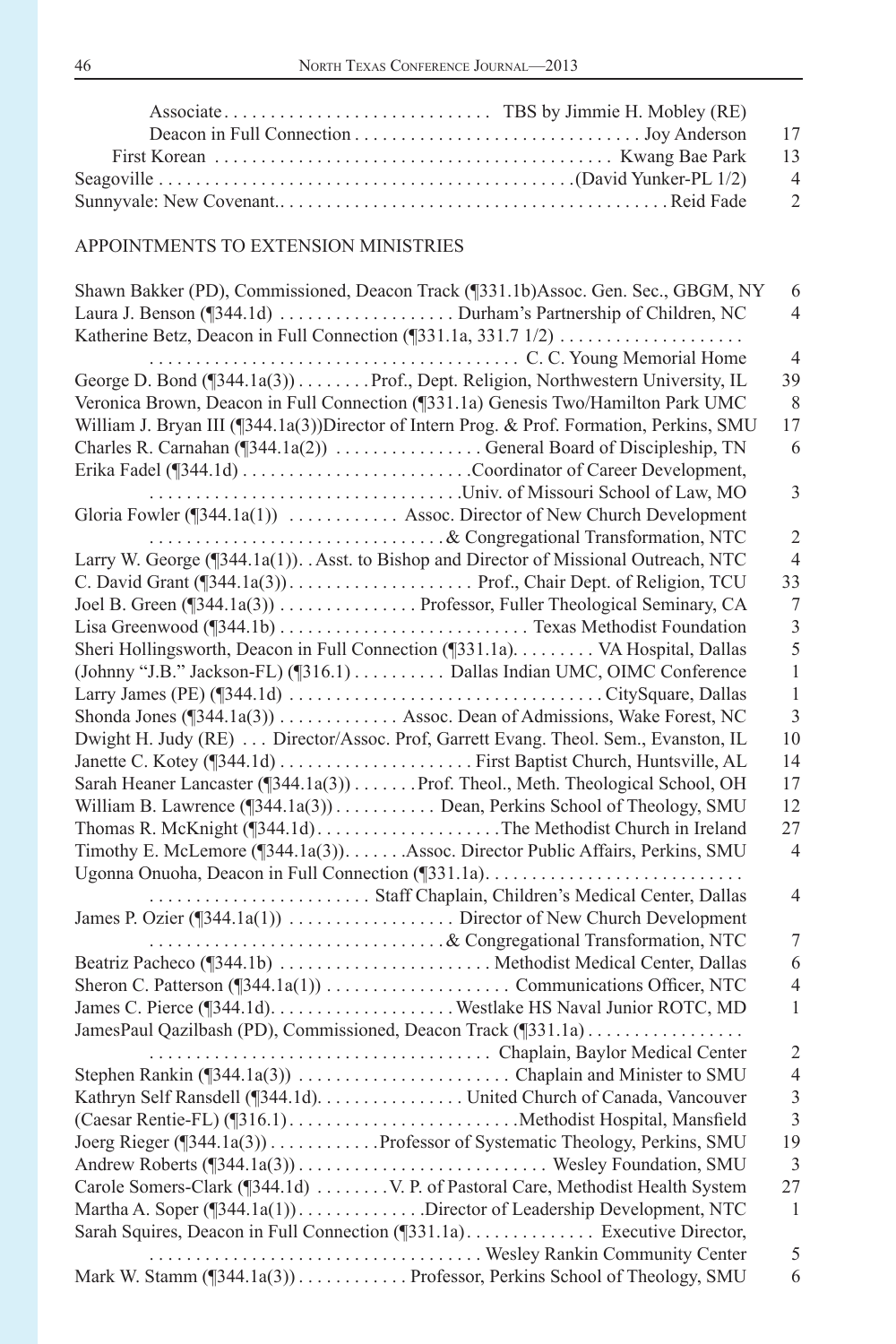Associate . . . . . . . . . . . . . . . . . . . . . . . . . . . . TBS by Jimmie H. Mobley (RE)

Deacon in Full Connection . . . . . . . . . . . . . . . . . . . . . . . . . . . . . . Joy Anderson 17

First Korean . . . . . . . . . . . . . . . . . . . . . . . . . . . . . . . . . . . . . . . . . Kwang Bae Park 13

Seagoville . . . . . . . . . . . . . . . . . . . . . . . . . . . . . . . . . . . . . . . . . . . . (David Yunker-PL 1/2) 4

Sunnyvale: New Covenant.. . . . . . . . . . . . . . . . . . . . . . . . . . . . . . . . . . . . . . . . . Reid Fade 2

APPOINTMENTS TO EXTENSION MINISTRIES

Shawn Bakker (PD), Commissioned, Deacon Track (¶331.1b)Assoc. Gen. Sec., GBGM, NY 6

Laura J. Benson (¶344.1d) . . . . . . . . . . . . . . . . . . Durham's Partnership of Children, NC 4

Katherine Betz, Deacon in Full Connection (¶331.1a, 331.7 1/2) . . . . . . . . . . . . . . . . . . . . . . . . . . . . . . . . . . . . . . . . . . . . . . . . . . . . . . . . . . . . . C. C. Young Memorial Home 4

George D. Bond (¶344.1a(3)) . . . . . . . . Prof., Dept. Religion, Northwestern University, IL 39

Veronica Brown, Deacon in Full Connection (¶331.1a) Genesis Two/Hamilton Park UMC 8

William J. Bryan III (¶344.1a(3))Director of Intern Prog. & Prof. Formation, Perkins, SMU 17

Charles R. Carnahan (¶344.1a(2)) . . . . . . . . . . . . . . . . General Board of Discipleship, TN 6

Erika Fadel (¶344.1d) . . . . . . . . . . . . . . . . . . . . . . . . . Coordinator of Career Development, . . . . . . . . . . . . . . . . . . . . . . . . . . . . . . . . . Univ. of Missouri School of Law, MO 3

Gloria Fowler (¶344.1a(1)) . . . . . . . . . . . . Assoc. Director of New Church Development . . . . . . . . . . . . . . . . . . . . . . . . . . . . . . . . & Congregational Transformation, NTC 2

Larry W. George (¶344.1a(1)). . Asst. to Bishop and Director of Missional Outreach, NTC 4

C. David Grant (¶344.1a(3)) . . . . . . . . . . . . . . . . . . . . Prof., Chair Dept. of Religion, TCU 33

Joel B. Green (¶344.1a(3)) . . . . . . . . . . . . . . . Professor, Fuller Theological Seminary, CA 7

Lisa Greenwood (¶344.1b) . . . . . . . . . . . . . . . . . . . . . . . . . . . Texas Methodist Foundation 3

Sheri Hollingsworth, Deacon in Full Connection (¶331.1a). . . . . . . . . VA Hospital, Dallas 5

(Johnny "J.B." Jackson-FL) (¶316.1) . . . . . . . . . . Dallas Indian UMC, OIMC Conference 1

Larry James (PE) (¶344.1d) . . . . . . . . . . . . . . . . . . . . . . . . . . . . . . . . . CitySquare, Dallas 1

Shonda Jones (¶344.1a(3)) . . . . . . . . . . . . . Assoc. Dean of Admissions, Wake Forest, NC 3

Dwight H. Judy (RE) . . . Director/Assoc. Prof, Garrett Evang. Theol. Sem., Evanston, IL 10

Janette C. Kotey (¶344.1d) . . . . . . . . . . . . . . . . . . . . . First Baptist Church, Huntsville, AL 14

Sarah Heaner Lancaster (¶344.1a(3)) . . . . . . . Prof. Theol., Meth. Theological School, OH 17

William B. Lawrence (¶344.1a(3)) . . . . . . . . . . . Dean, Perkins School of Theology, SMU 12

Thomas R. McKnight (¶344.1d). . . . . . . . . . . . . . . . . . . . The Methodist Church in Ireland 27

Timothy E. McLemore (¶344.1a(3)). . . . . . .Assoc. Director Public Affairs, Perkins, SMU 4

Ugonna Onuoha, Deacon in Full Connection (¶331.1a). . . . . . . . . . . . . . . . . . . . . . . . . . . . . . . . . . . . . . . . . . . . . . . . . . . . Staff Chaplain, Children's Medical Center, Dallas 4

James P. Ozier (¶344.1a(1)) . . . . . . . . . . . . . . . . . Director of New Church Development . . . . . . . . . . . . . . . . . . . . . . . . . . . . . . . . & Congregational Transformation, NTC 7

Beatriz Pacheco (¶344.1b) . . . . . . . . . . . . . . . . . . . . . . . Methodist Medical Center, Dallas 6

Sheron C. Patterson (¶344.1a(1)) . . . . . . . . . . . . . . . . . . . Communications Officer, NTC 4

James C. Pierce (¶344.1d). . . . . . . . . . . . . . . . . . . . Westlake HS Naval Junior ROTC, MD 1

JamesPaul Qazilbash (PD), Commissioned, Deacon Track (¶331.1a) . . . . . . . . . . . . . . . . . . . . . . . . . . . . . . . . . . . . . . . . . . . . . . . . . . . . . . Chaplain, Baylor Medical Center 2

Stephen Rankin (¶344.1a(3)) . . . . . . . . . . . . . . . . . . . . . . Chaplain and Minister to SMU 4

Kathryn Self Ransdell (¶344.1d). . . . . . . . . . . . . . . . United Church of Canada, Vancouver 3

(Caesar Rentie-FL) (¶316.1) . . . . . . . . . . . . . . . . . . . . . . . . Methodist Hospital, Mansfield 3

Joerg Rieger (¶344.1a(3)) . . . . . . . . . . . . Professor of Systematic Theology, Perkins, SMU 19

Andrew Roberts (¶344.1a(3)) . . . . . . . . . . . . . . . . . . . . . . . . . . . Wesley Foundation, SMU 3

Carole Somers-Clark (¶344.1d) . . . . . . . . V. P. of Pastoral Care, Methodist Health System 27

Martha A. Soper (¶344.1a(1)) . . . . . . . . . . . . . .Director of Leadership Development, NTC 1

Sarah Squires, Deacon in Full Connection (¶331.1a). . . . . . . . . . . . . . Executive Director, . . . . . . . . . . . . . . . . . . . . . . . . . . . . . . . . . . . . Wesley Rankin Community Center 5

Mark W. Stamm (¶344.1a(3)) . . . . . . . . . . . . Professor, Perkins School of Theology, SMU 6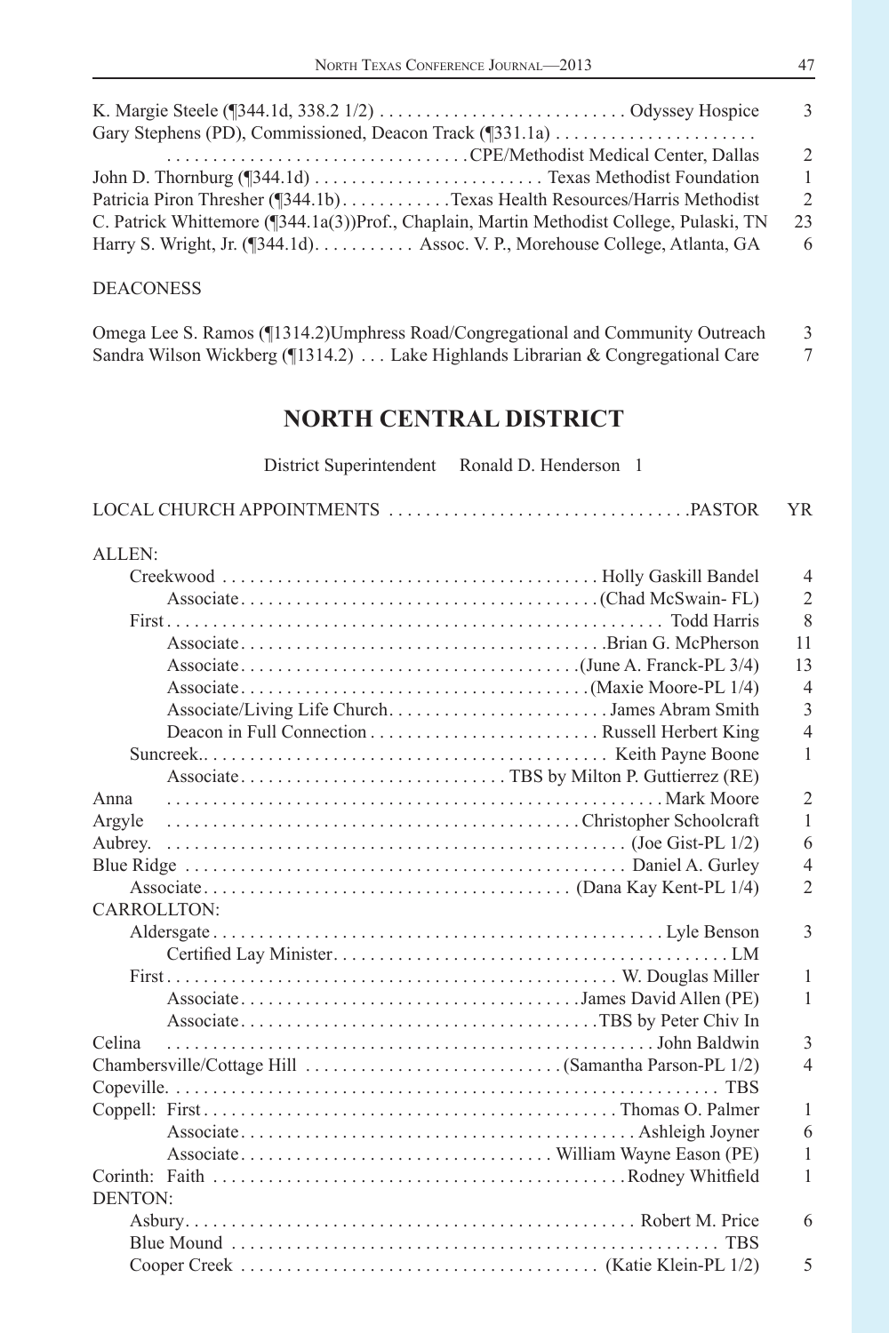| | | |
|---|---|---|
| K. Margie Steele (¶344.1d, 338.2 1/2) | Odyssey Hospice | 3 |
| Gary Stephens (PD), Commissioned, Deacon Track (¶331.1a) | CPE/Methodist Medical Center, Dallas | 2 |
| John D. Thornburg (¶344.1d) | Texas Methodist Foundation | 1 |
| Patricia Piron Thresher (¶344.1b) | Texas Health Resources/Harris Methodist | 2 |
| C. Patrick Whittemore (¶344.1a(3)) | Prof., Chaplain, Martin Methodist College, Pulaski, TN | 23 |
| Harry S. Wright, Jr. (¶344.1d) | Assoc. V. P., Morehouse College, Atlanta, GA | 6 |

DEACONESS

| | | |
|---|---|---|
| Omega Lee S. Ramos (¶1314.2) | Umphress Road/Congregational and Community Outreach | 3 |
| Sandra Wilson Wickberg (¶1314.2) | Lake Highlands Librarian & Congregational Care | 7 |

## NORTH CENTRAL DISTRICT

District Superintendent Ronald D. Henderson 1

| LOCAL CHURCH APPOINTMENTS | PASTOR | YR |
|---|---|---|
| ALLEN: | | |
| Creekwood | Holly Gaskill Bandel | 4 |
| Associate | (Chad McSwain- FL) | 2 |
| First | Todd Harris | 8 |
| Associate | Brian G. McPherson | 11 |
| Associate | (June A. Franck-PL 3/4) | 13 |
| Associate | (Maxie Moore-PL 1/4) | 4 |
| Associate/Living Life Church | James Abram Smith | 3 |
| Deacon in Full Connection | Russell Herbert King | 4 |
| Suncreek. | Keith Payne Boone | 1 |
| Associate | TBS by Milton P. Guttierrez (RE) | |
| Anna | Mark Moore | 2 |
| Argyle | Christopher Schoolcraft | 1 |
| Aubrey. | (Joe Gist-PL 1/2) | 6 |
| Blue Ridge | Daniel A. Gurley | 4 |
| Associate | (Dana Kay Kent-PL 1/4) | 2 |
| CARROLLTON: | | |
| Aldersgate | Lyle Benson | 3 |
| Certified Lay Minister | LM | |
| First | W. Douglas Miller | 1 |
| Associate | James David Allen (PE) | 1 |
| Associate | TBS by Peter Chiv In | |
| Celina | John Baldwin | 3 |
| Chambersville/Cottage Hill | (Samantha Parson-PL 1/2) | 4 |
| Copeville. | TBS | |
| Coppell: First | Thomas O. Palmer | 1 |
| Associate | Ashleigh Joyner | 6 |
| Associate | William Wayne Eason (PE) | 1 |
| Corinth: Faith | Rodney Whitfield | 1 |
| DENTON: | | |
| Asbury | Robert M. Price | 6 |
| Blue Mound | TBS | |
| Cooper Creek | (Katie Klein-PL 1/2) | 5 |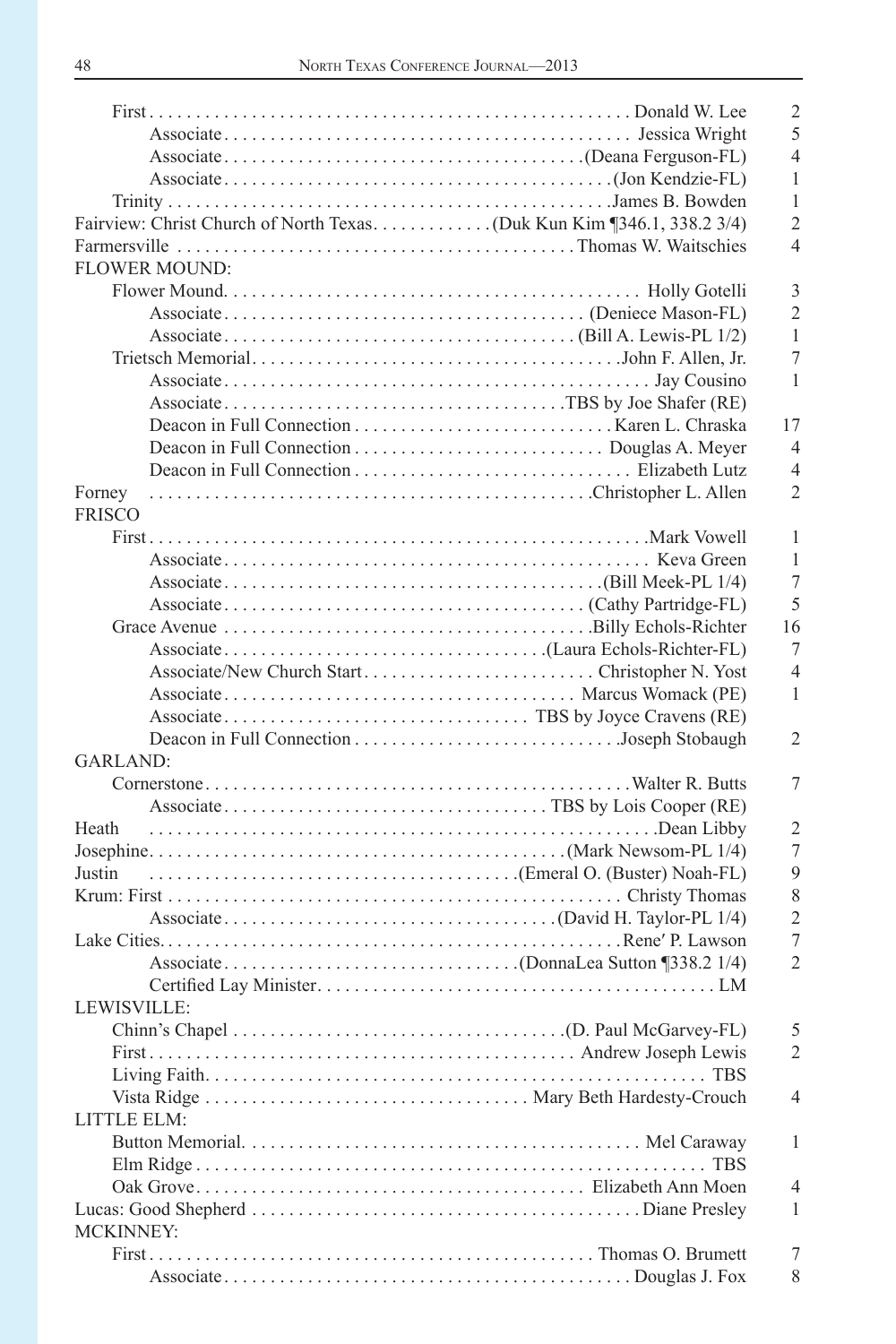| Church / Position | Appointment | Years |
|---|---|---|
| First | Donald W. Lee | 2 |
| Associate | Jessica Wright | 5 |
| Associate | (Deana Ferguson-FL) | 4 |
| Associate | (Jon Kendzie-FL) | 1 |
| Trinity | James B. Bowden | 1 |
| Fairview: Christ Church of North Texas | (Duk Kun Kim ¶346.1, 338.2 3/4) | 2 |
| Farmersville | Thomas W. Waitschies | 4 |
| FLOWER MOUND: | | |
| Flower Mound | Holly Gotelli | 3 |
| Associate | (Deniece Mason-FL) | 2 |
| Associate | (Bill A. Lewis-PL 1/2) | 1 |
| Trietsch Memorial | John F. Allen, Jr. | 7 |
| Associate | Jay Cousino | 1 |
| Associate | TBS by Joe Shafer (RE) | |
| Deacon in Full Connection | Karen L. Chraska | 17 |
| Deacon in Full Connection | Douglas A. Meyer | 4 |
| Deacon in Full Connection | Elizabeth Lutz | 4 |
| Forney | Christopher L. Allen | 2 |
| FRISCO | | |
| First | Mark Vowell | 1 |
| Associate | Keva Green | 1 |
| Associate | (Bill Meek-PL 1/4) | 7 |
| Associate | (Cathy Partridge-FL) | 5 |
| Grace Avenue | Billy Echols-Richter | 16 |
| Associate | (Laura Echols-Richter-FL) | 7 |
| Associate/New Church Start | Christopher N. Yost | 4 |
| Associate | Marcus Womack (PE) | 1 |
| Associate | TBS by Joyce Cravens (RE) | |
| Deacon in Full Connection | Joseph Stobaugh | 2 |
| GARLAND: | | |
| Cornerstone | Walter R. Butts | 7 |
| Associate | TBS by Lois Cooper (RE) | |
| Heath | Dean Libby | 2 |
| Josephine | (Mark Newsom-PL 1/4) | 7 |
| Justin | (Emeral O. (Buster) Noah-FL) | 9 |
| Krum: First | Christy Thomas | 8 |
| Associate | (David H. Taylor-PL 1/4) | 2 |
| Lake Cities | Rene′ P. Lawson | 7 |
| Associate | (DonnaLea Sutton ¶338.2 1/4) | 2 |
| Certified Lay Minister | LM | |
| LEWISVILLE: | | |
| Chinn's Chapel | (D. Paul McGarvey-FL) | 5 |
| First | Andrew Joseph Lewis | 2 |
| Living Faith | TBS | |
| Vista Ridge | Mary Beth Hardesty-Crouch | 4 |
| LITTLE ELM: | | |
| Button Memorial | Mel Caraway | 1 |
| Elm Ridge | TBS | |
| Oak Grove | Elizabeth Ann Moen | 4 |
| Lucas: Good Shepherd | Diane Presley | 1 |
| MCKINNEY: | | |
| First | Thomas O. Brumett | 7 |
| Associate | Douglas J. Fox | 8 |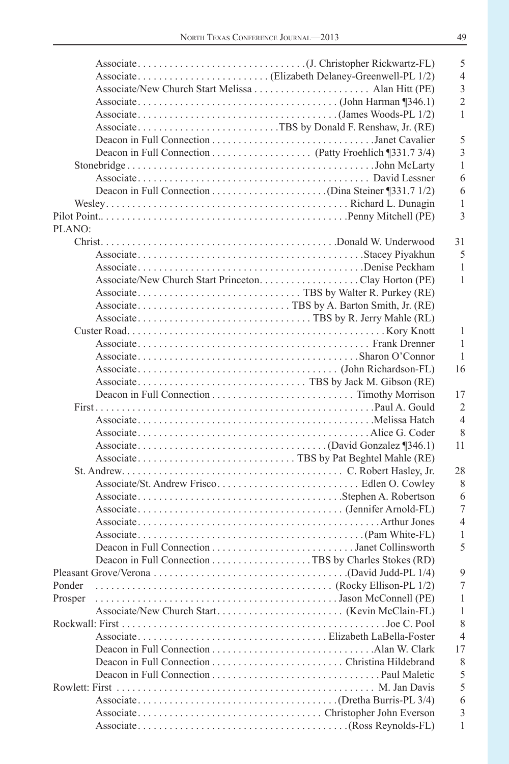| Appointment | Pastor | Years |
|---|---|---|
| Associate | (J. Christopher Rickwartz-FL) | 5 |
| Associate | (Elizabeth Delaney-Greenwell-PL 1/2) | 4 |
| Associate/New Church Start Melissa | Alan Hitt (PE) | 3 |
| Associate | (John Harman ¶346.1) | 2 |
| Associate | (James Woods-PL 1/2) | 1 |
| Associate | TBS by Donald F. Renshaw, Jr. (RE) | |
| Deacon in Full Connection | Janet Cavalier | 5 |
| Deacon in Full Connection | (Patty Froehlich ¶331.7 3/4) | 3 |
| Stonebridge | John McLarty | 1 |
| Associate | David Lessner | 6 |
| Deacon in Full Connection | (Dina Steiner ¶331.7 1/2) | 6 |
| Wesley | Richard L. Dunagin | 1 |
| Pilot Point. | Penny Mitchell (PE) | 3 |
| PLANO: | | |
| Christ | Donald W. Underwood | 31 |
| Associate | Stacey Piyakhun | 5 |
| Associate | Denise Peckham | 1 |
| Associate/New Church Start Princeton | Clay Horton (PE) | 1 |
| Associate | TBS by Walter R. Purkey (RE) | |
| Associate | TBS by A. Barton Smith, Jr. (RE) | |
| Associate | TBS by R. Jerry Mahle (RL) | |
| Custer Road | Kory Knott | 1 |
| Associate | Frank Drenner | 1 |
| Associate | Sharon O'Connor | 1 |
| Associate | (John Richardson-FL) | 16 |
| Associate | TBS by Jack M. Gibson (RE) | |
| Deacon in Full Connection | Timothy Morrison | 17 |
| First | Paul A. Gould | 2 |
| Associate | Melissa Hatch | 4 |
| Associate | Alice G. Coder | 8 |
| Associate | (David Gonzalez ¶346.1) | 11 |
| Associate | TBS by Pat Beghtel Mahle (RE) | |
| St. Andrew | C. Robert Hasley, Jr. | 28 |
| Associate/St. Andrew Frisco | Edlen O. Cowley | 8 |
| Associate | Stephen A. Robertson | 6 |
| Associate | (Jennifer Arnold-FL) | 7 |
| Associate | Arthur Jones | 4 |
| Associate | (Pam White-FL) | 1 |
| Deacon in Full Connection | Janet Collinsworth | 5 |
| Deacon in Full Connection | TBS by Charles Stokes (RD) | |
| Pleasant Grove/Verona | (David Judd-PL 1/4) | 9 |
| Ponder | (Rocky Ellison-PL 1/2) | 7 |
| Prosper | Jason McConnell (PE) | 1 |
| Associate/New Church Start | (Kevin McClain-FL) | 1 |
| Rockwall: First | Joe C. Pool | 8 |
| Associate | Elizabeth LaBella-Foster | 4 |
| Deacon in Full Connection | Alan W. Clark | 17 |
| Deacon in Full Connection | Christina Hildebrand | 8 |
| Deacon in Full Connection | Paul Maletic | 5 |
| Rowlett: First | M. Jan Davis | 5 |
| Associate | (Dretha Burris-PL 3/4) | 6 |
| Associate | Christopher John Everson | 3 |
| Associate | (Ross Reynolds-FL) | 1 |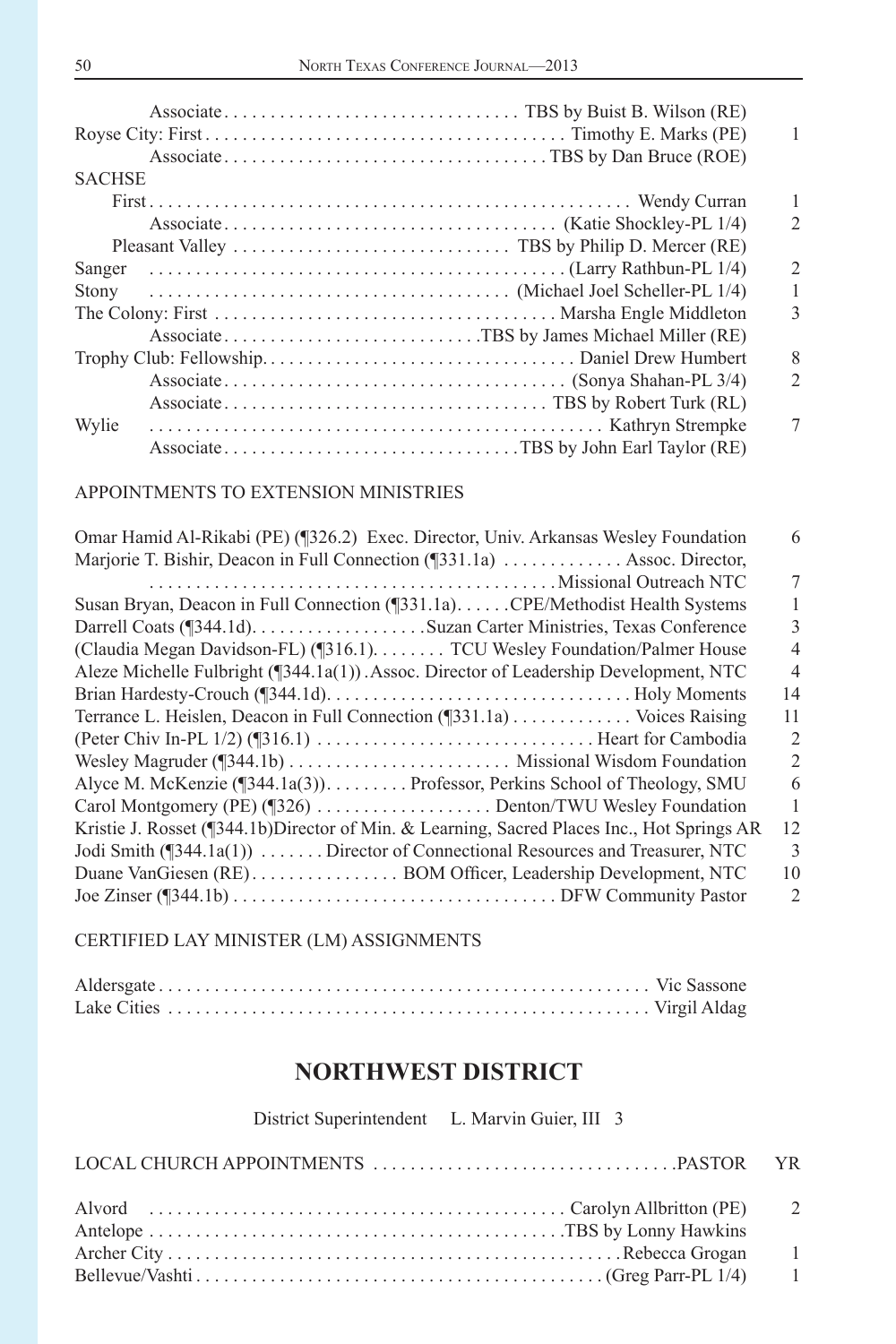| Appointment | Pastor | YR |
|---|---|---|
| Associate | TBS by Buist B. Wilson (RE) | |
| Royse City: First | Timothy E. Marks (PE) | 1 |
| Associate | TBS by Dan Bruce (ROE) | |
| SACHSE | | |
| First | Wendy Curran | 1 |
| Associate | (Katie Shockley-PL 1/4) | 2 |
| Pleasant Valley | TBS by Philip D. Mercer (RE) | |
| Sanger | (Larry Rathbun-PL 1/4) | 2 |
| Stony | (Michael Joel Scheller-PL 1/4) | 1 |
| The Colony: First | Marsha Engle Middleton | 3 |
| Associate | TBS by James Michael Miller (RE) | |
| Trophy Club: Fellowship | Daniel Drew Humbert | 8 |
| Associate | (Sonya Shahan-PL 3/4) | 2 |
| Associate | TBS by Robert Turk (RL) | |
| Wylie | Kathryn Strempke | 7 |
| Associate | TBS by John Earl Taylor (RE) | |

APPOINTMENTS TO EXTENSION MINISTRIES

| Name | Appointment | YR |
|---|---|---|
| Omar Hamid Al-Rikabi (PE) (¶326.2) | Exec. Director, Univ. Arkansas Wesley Foundation | 6 |
| Marjorie T. Bishir, Deacon in Full Connection (¶331.1a) | Assoc. Director, Missional Outreach NTC | 7 |
| Susan Bryan, Deacon in Full Connection (¶331.1a) | CPE/Methodist Health Systems | 1 |
| Darrell Coats (¶344.1d) | Suzan Carter Ministries, Texas Conference | 3 |
| (Claudia Megan Davidson-FL) (¶316.1) | TCU Wesley Foundation/Palmer House | 4 |
| Aleze Michelle Fulbright (¶344.1a(1)) | Assoc. Director of Leadership Development, NTC | 4 |
| Brian Hardesty-Crouch (¶344.1d) | Holy Moments | 14 |
| Terrance L. Heislen, Deacon in Full Connection (¶331.1a) | Voices Raising | 11 |
| (Peter Chiv In-PL 1/2) (¶316.1) | Heart for Cambodia | 2 |
| Wesley Magruder (¶344.1b) | Missional Wisdom Foundation | 2 |
| Alyce M. McKenzie (¶344.1a(3)) | Professor, Perkins School of Theology, SMU | 6 |
| Carol Montgomery (PE) (¶326) | Denton/TWU Wesley Foundation | 1 |
| Kristie J. Rosset (¶344.1b) | Director of Min. & Learning, Sacred Places Inc., Hot Springs AR | 12 |
| Jodi Smith (¶344.1a(1)) | Director of Connectional Resources and Treasurer, NTC | 3 |
| Duane VanGiesen (RE) | BOM Officer, Leadership Development, NTC | 10 |
| Joe Zinser (¶344.1b) | DFW Community Pastor | 2 |

CERTIFIED LAY MINISTER (LM) ASSIGNMENTS

| Church | Lay Minister |
|---|---|
| Aldersgate | Vic Sassone |
| Lake Cities | Virgil Aldag |

## NORTHWEST DISTRICT

District Superintendent L. Marvin Guier, III 3

| LOCAL CHURCH APPOINTMENTS | PASTOR | YR |
|---|---|---|
| Alvord | Carolyn Allbritton (PE) | 2 |
| Antelope | TBS by Lonny Hawkins | |
| Archer City | Rebecca Grogan | 1 |
| Bellevue/Vashti | (Greg Parr-PL 1/4) | 1 |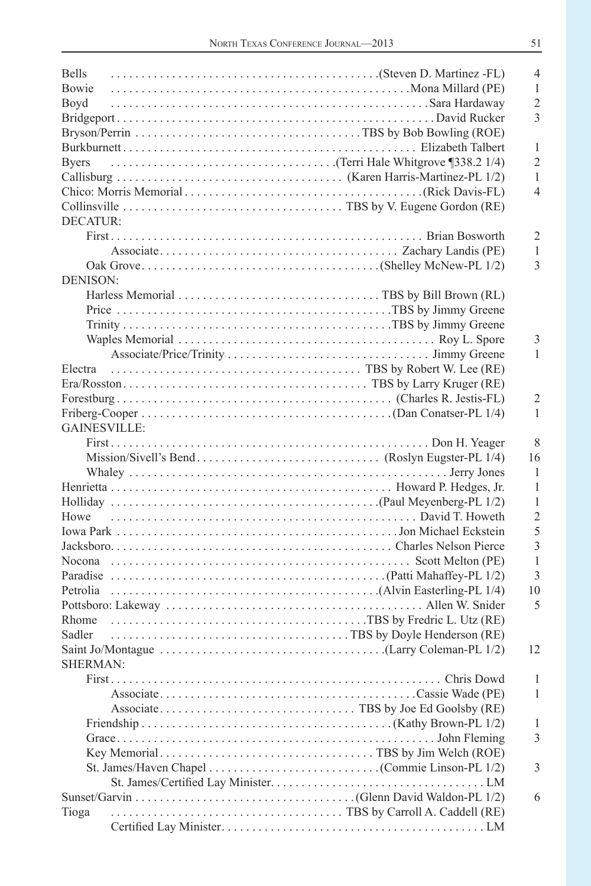| Charge | Appointment | |
|---|---|---|
| Bells | (Steven D. Martinez -FL) | 4 |
| Bowie | Mona Millard (PE) | 1 |
| Boyd | Sara Hardaway | 2 |
| Bridgeport | David Rucker | 3 |
| Bryson/Perrin | TBS by Bob Bowling (ROE) | |
| Burkburnett | Elizabeth Talbert | 1 |
| Byers | (Terri Hale Whitgrove ¶338.2 1/4) | 2 |
| Callisburg | (Karen Harris-Martinez-PL 1/2) | 1 |
| Chico: Morris Memorial | (Rick Davis-FL) | 4 |
| Collinsville | TBS by V. Eugene Gordon (RE) | |
| DECATUR: | | |
| First | Brian Bosworth | 2 |
| Associate | Zachary Landis (PE) | 1 |
| Oak Grove | (Shelley McNew-PL 1/2) | 3 |
| DENISON: | | |
| Harless Memorial | TBS by Bill Brown (RL) | |
| Price | TBS by Jimmy Greene | |
| Trinity | TBS by Jimmy Greene | |
| Waples Memorial | Roy L. Spore | 3 |
| Associate/Price/Trinity | Jimmy Greene | 1 |
| Electra | TBS by Robert W. Lee (RE) | |
| Era/Rosston | TBS by Larry Kruger (RE) | |
| Forestburg | (Charles R. Jestis-FL) | 2 |
| Friberg-Cooper | (Dan Conatser-PL 1/4) | 1 |
| GAINESVILLE: | | |
| First | Don H. Yeager | 8 |
| Mission/Sivell's Bend | (Roslyn Eugster-PL 1/4) | 16 |
| Whaley | Jerry Jones | 1 |
| Henrietta | Howard P. Hedges, Jr. | 1 |
| Holliday | (Paul Meyenberg-PL 1/2) | 1 |
| Howe | David T. Howeth | 2 |
| Iowa Park | Jon Michael Eckstein | 5 |
| Jacksboro | Charles Nelson Pierce | 3 |
| Nocona | Scott Melton (PE) | 1 |
| Paradise | (Patti Mahaffey-PL 1/2) | 3 |
| Petrolia | (Alvin Easterling-PL 1/4) | 10 |
| Pottsboro: Lakeway | Allen W. Snider | 5 |
| Rhome | TBS by Fredric L. Utz (RE) | |
| Sadler | TBS by Doyle Henderson (RE) | |
| Saint Jo/Montague | (Larry Coleman-PL 1/2) | 12 |
| SHERMAN: | | |
| First | Chris Dowd | 1 |
| Associate | Cassie Wade (PE) | 1 |
| Associate | TBS by Joe Ed Goolsby (RE) | |
| Friendship | (Kathy Brown-PL 1/2) | 1 |
| Grace | John Fleming | 3 |
| Key Memorial | TBS by Jim Welch (ROE) | |
| St. James/Haven Chapel | (Commie Linson-PL 1/2) | 3 |
| St. James/Certified Lay Minister | LM | |
| Sunset/Garvin | (Glenn David Waldon-PL 1/2) | 6 |
| Tioga | TBS by Carroll A. Caddell (RE) | |
| Certified Lay Minister | LM | |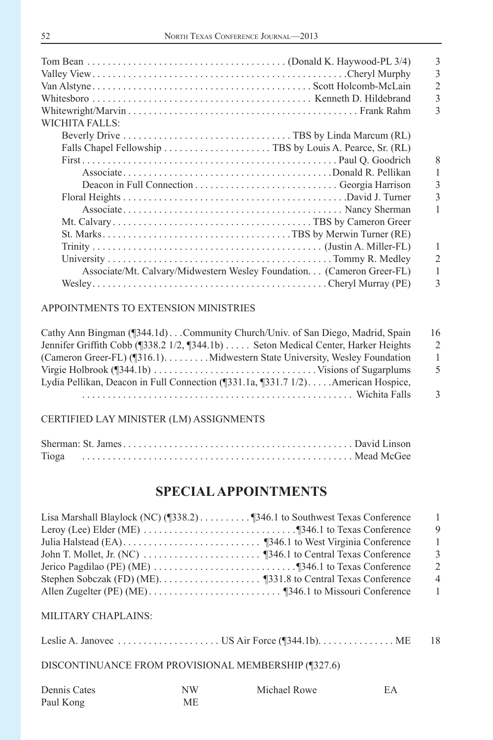Tom Bean . . . . . . . . . . . . . . . . . . . . . . . . . . . . . . . . . . . . . . (Donald K. Haywood-PL 3/4) 3
Valley View . . . . . . . . . . . . . . . . . . . . . . . . . . . . . . . . . . . . . . . . . . . . . . . .Cheryl Murphy 3
Van Alstyne . . . . . . . . . . . . . . . . . . . . . . . . . . . . . . . . . . . . . . . . . Scott Holcomb-McLain 2
Whitesboro . . . . . . . . . . . . . . . . . . . . . . . . . . . . . . . . . . . . . . . . . . Kenneth D. Hildebrand 3
Whitewright/Marvin . . . . . . . . . . . . . . . . . . . . . . . . . . . . . . . . . . . . . . . . . . . . Frank Rahm 3

WICHITA FALLS:

- Beverly Drive . . . . . . . . . . . . . . . . . . . . . . . . . . . . . . . . TBS by Linda Marcum (RL)
- Falls Chapel Fellowship . . . . . . . . . . . . . . . . . . . . TBS by Louis A. Pearce, Sr. (RL)
- First . . . . . . . . . . . . . . . . . . . . . . . . . . . . . . . . . . . . . . . . . . . . . . . . . . Paul Q. Goodrich 8
  - Associate . . . . . . . . . . . . . . . . . . . . . . . . . . . . . . . . . . . . . . . .Donald R. Pellikan 1
  - Deacon in Full Connection . . . . . . . . . . . . . . . . . . . . . . . . . . . Georgia Harrison 3
- Floral Heights . . . . . . . . . . . . . . . . . . . . . . . . . . . . . . . . . . . . . . . . . .David J. Turner 3
  - Associate . . . . . . . . . . . . . . . . . . . . . . . . . . . . . . . . . . . . . . . . . Nancy Sherman 1
- Mt. Calvary . . . . . . . . . . . . . . . . . . . . . . . . . . . . . . . . . . . . . . TBS by Cameron Greer
- St. Marks . . . . . . . . . . . . . . . . . . . . . . . . . . . . . . . . . . . .TBS by Merwin Turner (RE)
- Trinity . . . . . . . . . . . . . . . . . . . . . . . . . . . . . . . . . . . . . . . . . . . . (Justin A. Miller-FL) 1
- University . . . . . . . . . . . . . . . . . . . . . . . . . . . . . . . . . . . . . . . . . . . Tommy R. Medley 2
  - Associate/Mt. Calvary/Midwestern Wesley Foundation. . . (Cameron Greer-FL) 1
- Wesley . . . . . . . . . . . . . . . . . . . . . . . . . . . . . . . . . . . . . . . . . . . . . Cheryl Murray (PE) 3

APPOINTMENTS TO EXTENSION MINISTRIES

Cathy Ann Bingman (¶344.1d) . . .Community Church/Univ. of San Diego, Madrid, Spain 16
Jennifer Griffith Cobb (¶338.2 1/2, ¶344.1b) . . . . . Seton Medical Center, Harker Heights 2
(Cameron Greer-FL) (¶316.1). . . . . . . . .Midwestern State University, Wesley Foundation 1
Virgie Holbrook (¶344.1b) . . . . . . . . . . . . . . . . . . . . . . . . . . . . . . .Visions of Sugarplums 5
Lydia Pellikan, Deacon in Full Connection (¶331.1a, ¶331.7 1/2). . . . .American Hospice, . . . . . . . . . . . . . . . . . . . . . . . . . . . . . . . . . . . . . . . . . . . . . . . . . . . . Wichita Falls 3

CERTIFIED LAY MINISTER (LM) ASSIGNMENTS

Sherman: St. James . . . . . . . . . . . . . . . . . . . . . . . . . . . . . . . . . . . . . . . . . . . . David Linson
Tioga . . . . . . . . . . . . . . . . . . . . . . . . . . . . . . . . . . . . . . . . . . . . . . . . . . . . Mead McGee

## SPECIAL APPOINTMENTS

Lisa Marshall Blaylock (NC) (¶338.2) . . . . . . . . . . ¶346.1 to Southwest Texas Conference 1
Leroy (Lee) Elder (ME) . . . . . . . . . . . . . . . . . . . . . . . . . . . . . .¶346.1 to Texas Conference 9
Julia Halstead (EA) . . . . . . . . . . . . . . . . . . . . . . . . . . ¶346.1 to West Virginia Conference 1
John T. Mollet, Jr. (NC) . . . . . . . . . . . . . . . . . . . . . . ¶346.1 to Central Texas Conference 3
Jerico Pagdilao (PE) (ME) . . . . . . . . . . . . . . . . . . . . . . . . . . . .¶346.1 to Texas Conference 2
Stephen Sobczak (FD) (ME). . . . . . . . . . . . . . . . . . . . ¶331.8 to Central Texas Conference 4
Allen Zugelter (PE) (ME) . . . . . . . . . . . . . . . . . . . . . . . . . . ¶346.1 to Missouri Conference 1

MILITARY CHAPLAINS:

Leslie A. Janovec . . . . . . . . . . . . . . . . . . . . US Air Force (¶344.1b). . . . . . . . . . . . . . . ME 18

DISCONTINUANCE FROM PROVISIONAL MEMBERSHIP (¶327.6)

| | | | |
|---|---|---|---|
| Dennis Cates | NW | Michael Rowe | EA |
| Paul Kong | ME | | |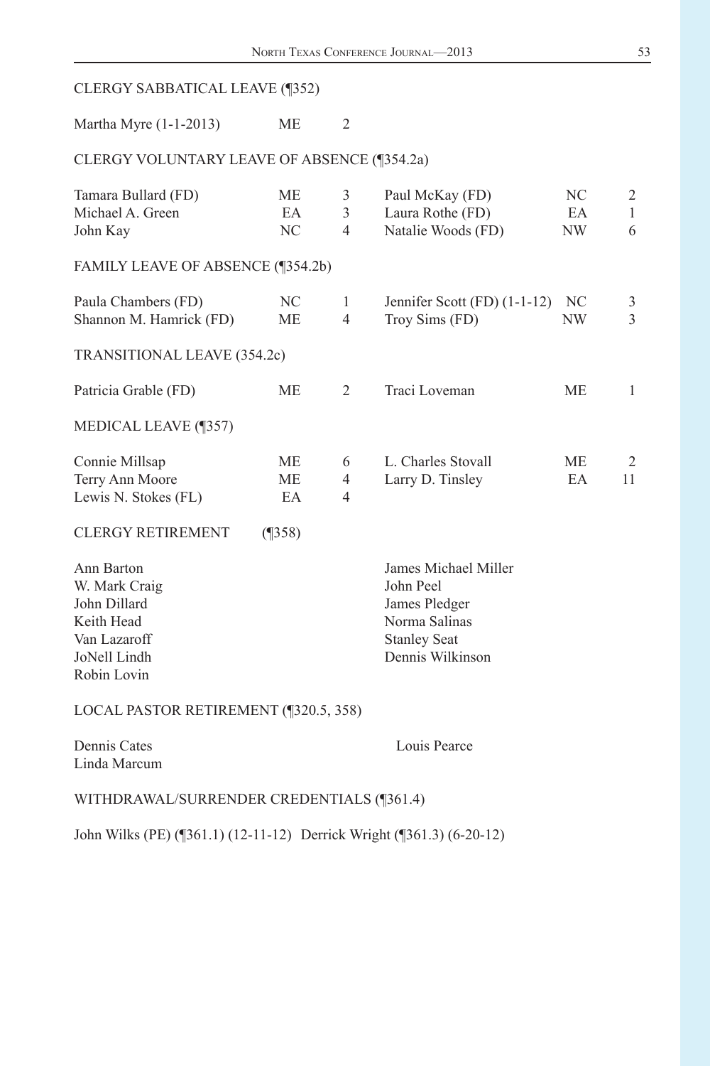## CLERGY SABBATICAL LEAVE (¶352)

| | | |
|---|---|---|
| Martha Myre (1-1-2013) | ME | 2 |

## CLERGY VOLUNTARY LEAVE OF ABSENCE (¶354.2a)

| | | |
|---|---|---|
| Tamara Bullard (FD) | ME | 3 |
| Michael A. Green | EA | 3 |
| John Kay | NC | 4 |
| Paul McKay (FD) | NC | 2 |
| Laura Rothe (FD) | EA | 1 |
| Natalie Woods (FD) | NW | 6 |

## FAMILY LEAVE OF ABSENCE (¶354.2b)

| | | |
|---|---|---|
| Paula Chambers (FD) | NC | 1 |
| Shannon M. Hamrick (FD) | ME | 4 |
| Jennifer Scott (FD) (1-1-12) | NC | 3 |
| Troy Sims (FD) | NW | 3 |

## TRANSITIONAL LEAVE (354.2c)

| | | |
|---|---|---|
| Patricia Grable (FD) | ME | 2 |
| Traci Loveman | ME | 1 |

## MEDICAL LEAVE (¶357)

| | | |
|---|---|---|
| Connie Millsap | ME | 6 |
| Terry Ann Moore | ME | 4 |
| Lewis N. Stokes (FL) | EA | 4 |
| L. Charles Stovall | ME | 2 |
| Larry D. Tinsley | EA | 11 |

## CLERGY RETIREMENT (¶358)

Ann Barton
W. Mark Craig
John Dillard
Keith Head
Van Lazaroff
JoNell Lindh
Robin Lovin
James Michael Miller
John Peel
James Pledger
Norma Salinas
Stanley Seat
Dennis Wilkinson

## LOCAL PASTOR RETIREMENT (¶320.5, 358)

Dennis Cates
Linda Marcum
Louis Pearce

## WITHDRAWAL/SURRENDER CREDENTIALS (¶361.4)

John Wilks (PE) (¶361.1) (12-11-12)
Derrick Wright (¶361.3) (6-20-12)